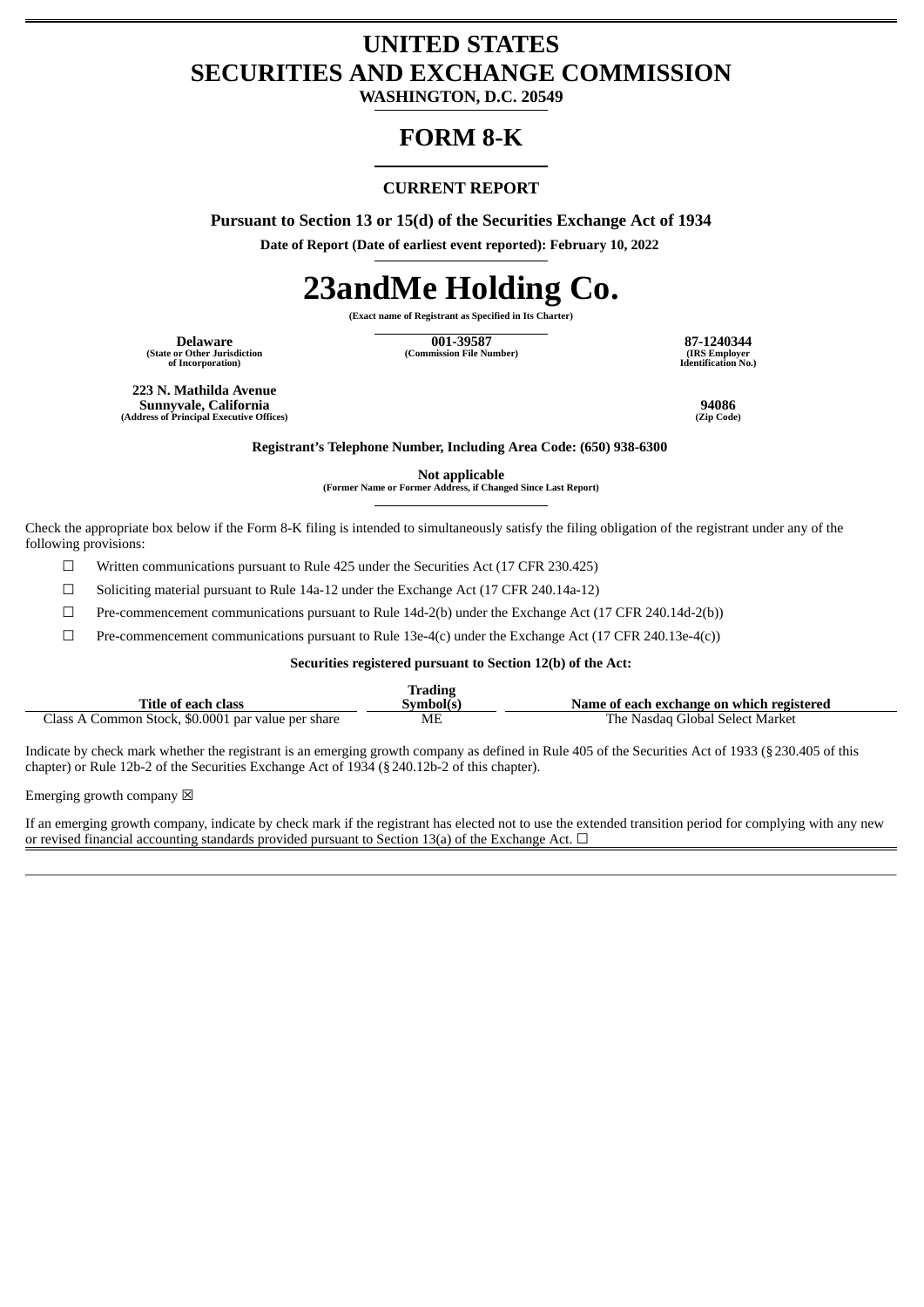# UNITED STATES
# SECURITIES AND EXCHANGE COMMISSION

**WASHINGTON, D.C. 20549**

# FORM 8-K

**CURRENT REPORT**

**Pursuant to Section 13 or 15(d) of the Securities Exchange Act of 1934**

**Date of Report (Date of earliest event reported): February 10, 2022**

# 23andMe Holding Co.

**(Exact name of Registrant as Specified in Its Charter)**

| **Delaware** | **001-39587** | **87-1240344** |
|---|---|---|
| **(State or Other Jurisdiction of Incorporation)** | **(Commission File Number)** | **(IRS Employer Identification No.)** |

| **223 N. Mathilda Avenue Sunnyvale, California** | **94086** |
|---|---|
| **(Address of Principal Executive Offices)** | **(Zip Code)** |

**Registrant's Telephone Number, Including Area Code: (650) 938-6300**

**Not applicable**
**(Former Name or Former Address, if Changed Since Last Report)**

Check the appropriate box below if the Form 8-K filing is intended to simultaneously satisfy the filing obligation of the registrant under any of the following provisions:

☐ Written communications pursuant to Rule 425 under the Securities Act (17 CFR 230.425)

☐ Soliciting material pursuant to Rule 14a-12 under the Exchange Act (17 CFR 240.14a-12)

☐ Pre-commencement communications pursuant to Rule 14d-2(b) under the Exchange Act (17 CFR 240.14d-2(b))

☐ Pre-commencement communications pursuant to Rule 13e-4(c) under the Exchange Act (17 CFR 240.13e-4(c))

**Securities registered pursuant to Section 12(b) of the Act:**

| Title of each class | Trading Symbol(s) | Name of each exchange on which registered |
|---|---|---|
| Class A Common Stock, $0.0001 par value per share | ME | The Nasdaq Global Select Market |

Indicate by check mark whether the registrant is an emerging growth company as defined in Rule 405 of the Securities Act of 1933 (§230.405 of this chapter) or Rule 12b-2 of the Securities Exchange Act of 1934 (§240.12b-2 of this chapter).

Emerging growth company ☒

If an emerging growth company, indicate by check mark if the registrant has elected not to use the extended transition period for complying with any new or revised financial accounting standards provided pursuant to Section 13(a) of the Exchange Act. ☐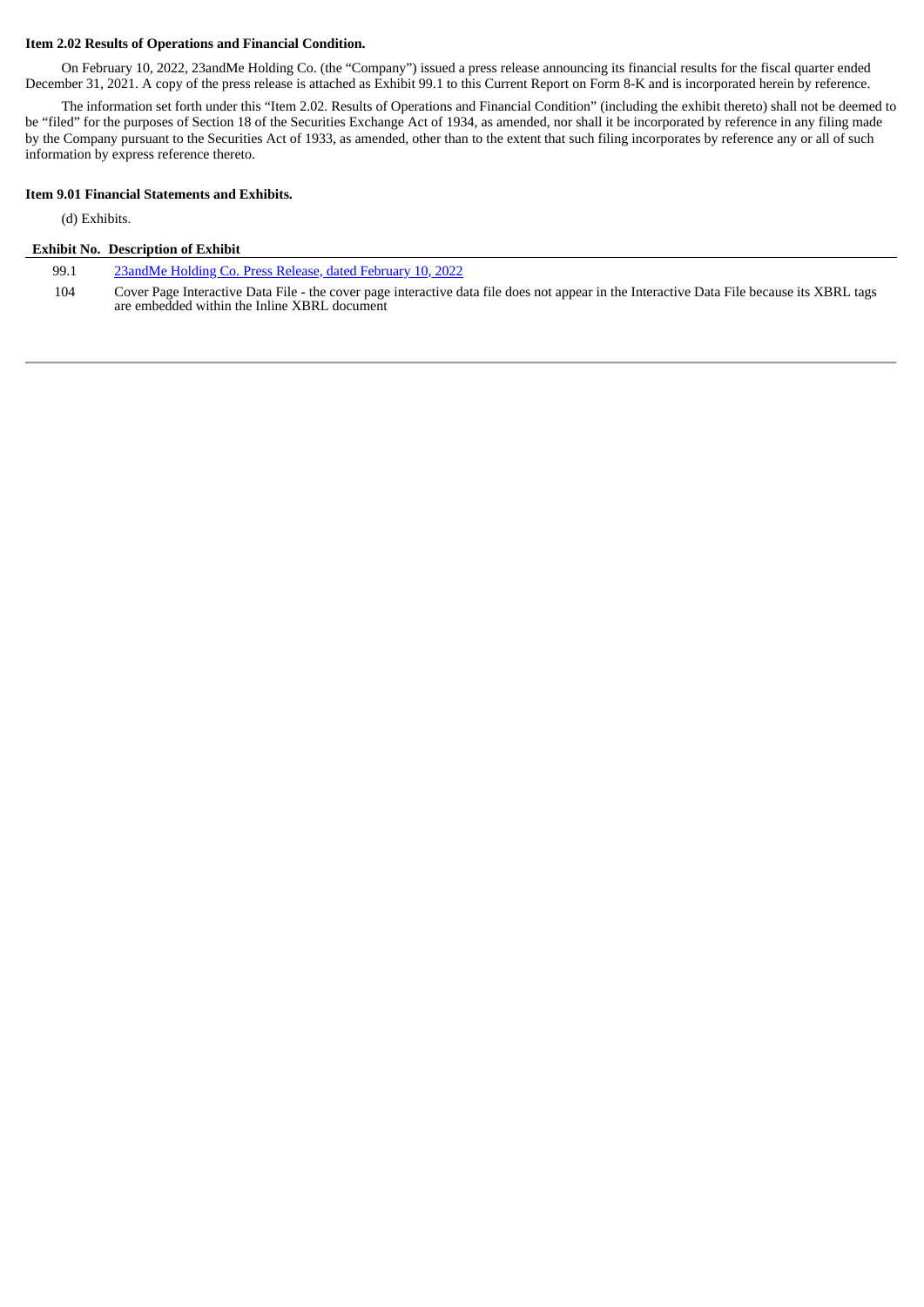**Item 2.02 Results of Operations and Financial Condition.**

On February 10, 2022, 23andMe Holding Co. (the "Company") issued a press release announcing its financial results for the fiscal quarter ended December 31, 2021. A copy of the press release is attached as Exhibit 99.1 to this Current Report on Form 8-K and is incorporated herein by reference.

The information set forth under this "Item 2.02. Results of Operations and Financial Condition" (including the exhibit thereto) shall not be deemed to be "filed" for the purposes of Section 18 of the Securities Exchange Act of 1934, as amended, nor shall it be incorporated by reference in any filing made by the Company pursuant to the Securities Act of 1933, as amended, other than to the extent that such filing incorporates by reference any or all of such information by express reference thereto.

**Item 9.01 Financial Statements and Exhibits.**

(d) Exhibits.

| Exhibit No. | Description of Exhibit |
|---|---|
| 99.1 | 23andMe Holding Co. Press Release, dated February 10, 2022 |
| 104 | Cover Page Interactive Data File - the cover page interactive data file does not appear in the Interactive Data File because its XBRL tags are embedded within the Inline XBRL document |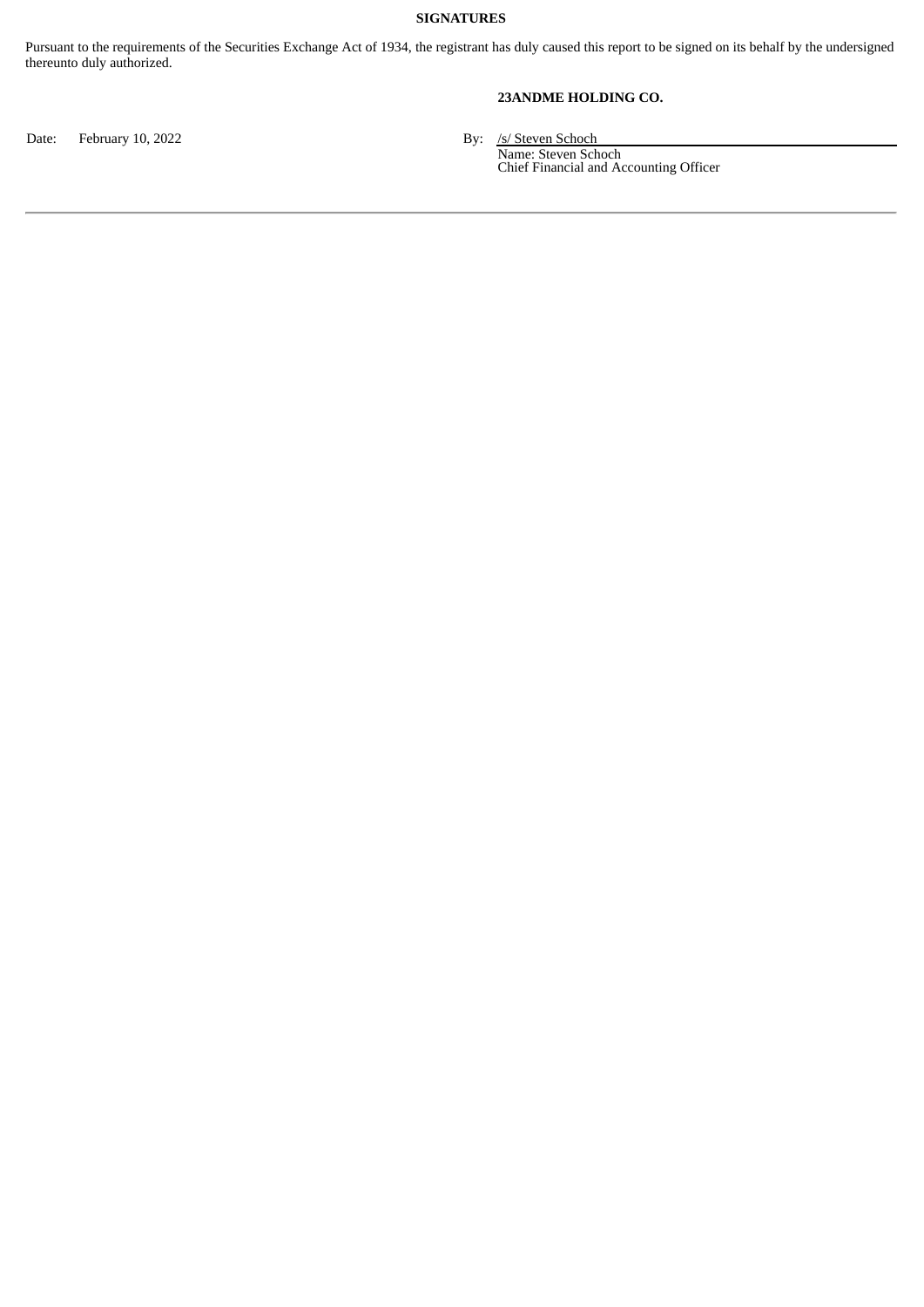**SIGNATURES**

Pursuant to the requirements of the Securities Exchange Act of 1934, the registrant has duly caused this report to be signed on its behalf by the undersigned thereunto duly authorized.

**23ANDME HOLDING CO.**

Date: February 10, 2022

By: /s/ Steven Schoch
Name: Steven Schoch
Chief Financial and Accounting Officer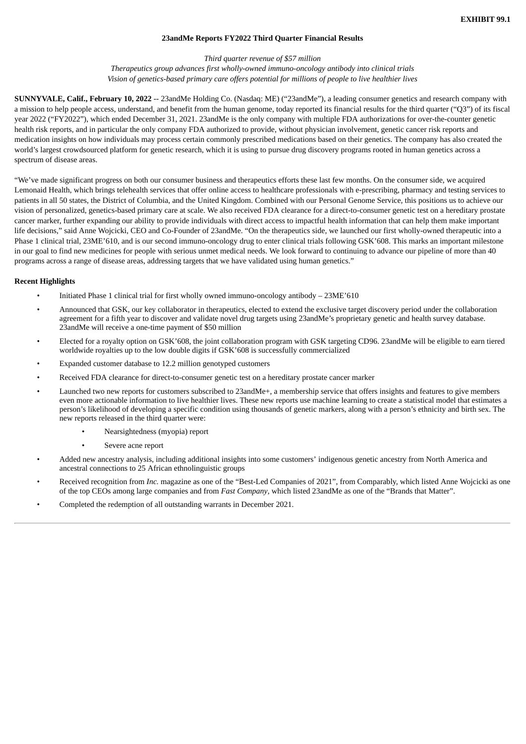**EXHIBIT 99.1**

# 23andMe Reports FY2022 Third Quarter Financial Results

*Third quarter revenue of $57 million*
*Therapeutics group advances first wholly-owned immuno-oncology antibody into clinical trials*
*Vision of genetics-based primary care offers potential for millions of people to live healthier lives*

**SUNNYVALE, Calif., February 10, 2022** -- 23andMe Holding Co. (Nasdaq: ME) ("23andMe"), a leading consumer genetics and research company with a mission to help people access, understand, and benefit from the human genome, today reported its financial results for the third quarter ("Q3") of its fiscal year 2022 ("FY2022"), which ended December 31, 2021. 23andMe is the only company with multiple FDA authorizations for over-the-counter genetic health risk reports, and in particular the only company FDA authorized to provide, without physician involvement, genetic cancer risk reports and medication insights on how individuals may process certain commonly prescribed medications based on their genetics. The company has also created the world's largest crowdsourced platform for genetic research, which it is using to pursue drug discovery programs rooted in human genetics across a spectrum of disease areas.

"We've made significant progress on both our consumer business and therapeutics efforts these last few months. On the consumer side, we acquired Lemonaid Health, which brings telehealth services that offer online access to healthcare professionals with e-prescribing, pharmacy and testing services to patients in all 50 states, the District of Columbia, and the United Kingdom. Combined with our Personal Genome Service, this positions us to achieve our vision of personalized, genetics-based primary care at scale. We also received FDA clearance for a direct-to-consumer genetic test on a hereditary prostate cancer marker, further expanding our ability to provide individuals with direct access to impactful health information that can help them make important life decisions," said Anne Wojcicki, CEO and Co-Founder of 23andMe. "On the therapeutics side, we launched our first wholly-owned therapeutic into a Phase 1 clinical trial, 23ME'610, and is our second immuno-oncology drug to enter clinical trials following GSK'608. This marks an important milestone in our goal to find new medicines for people with serious unmet medical needs. We look forward to continuing to advance our pipeline of more than 40 programs across a range of disease areas, addressing targets that we have validated using human genetics."

## Recent Highlights

- Initiated Phase 1 clinical trial for first wholly owned immuno-oncology antibody – 23ME'610
- Announced that GSK, our key collaborator in therapeutics, elected to extend the exclusive target discovery period under the collaboration agreement for a fifth year to discover and validate novel drug targets using 23andMe's proprietary genetic and health survey database. 23andMe will receive a one-time payment of $50 million
- Elected for a royalty option on GSK'608, the joint collaboration program with GSK targeting CD96. 23andMe will be eligible to earn tiered worldwide royalties up to the low double digits if GSK'608 is successfully commercialized
- Expanded customer database to 12.2 million genotyped customers
- Received FDA clearance for direct-to-consumer genetic test on a hereditary prostate cancer marker
- Launched two new reports for customers subscribed to 23andMe+, a membership service that offers insights and features to give members even more actionable information to live healthier lives. These new reports use machine learning to create a statistical model that estimates a person's likelihood of developing a specific condition using thousands of genetic markers, along with a person's ethnicity and birth sex. The new reports released in the third quarter were:
  - Nearsightedness (myopia) report
  - Severe acne report
- Added new ancestry analysis, including additional insights into some customers' indigenous genetic ancestry from North America and ancestral connections to 25 African ethnolinguistic groups
- Received recognition from *Inc.* magazine as one of the "Best-Led Companies of 2021", from Comparably, which listed Anne Wojcicki as one of the top CEOs among large companies and from *Fast Company*, which listed 23andMe as one of the "Brands that Matter".
- Completed the redemption of all outstanding warrants in December 2021.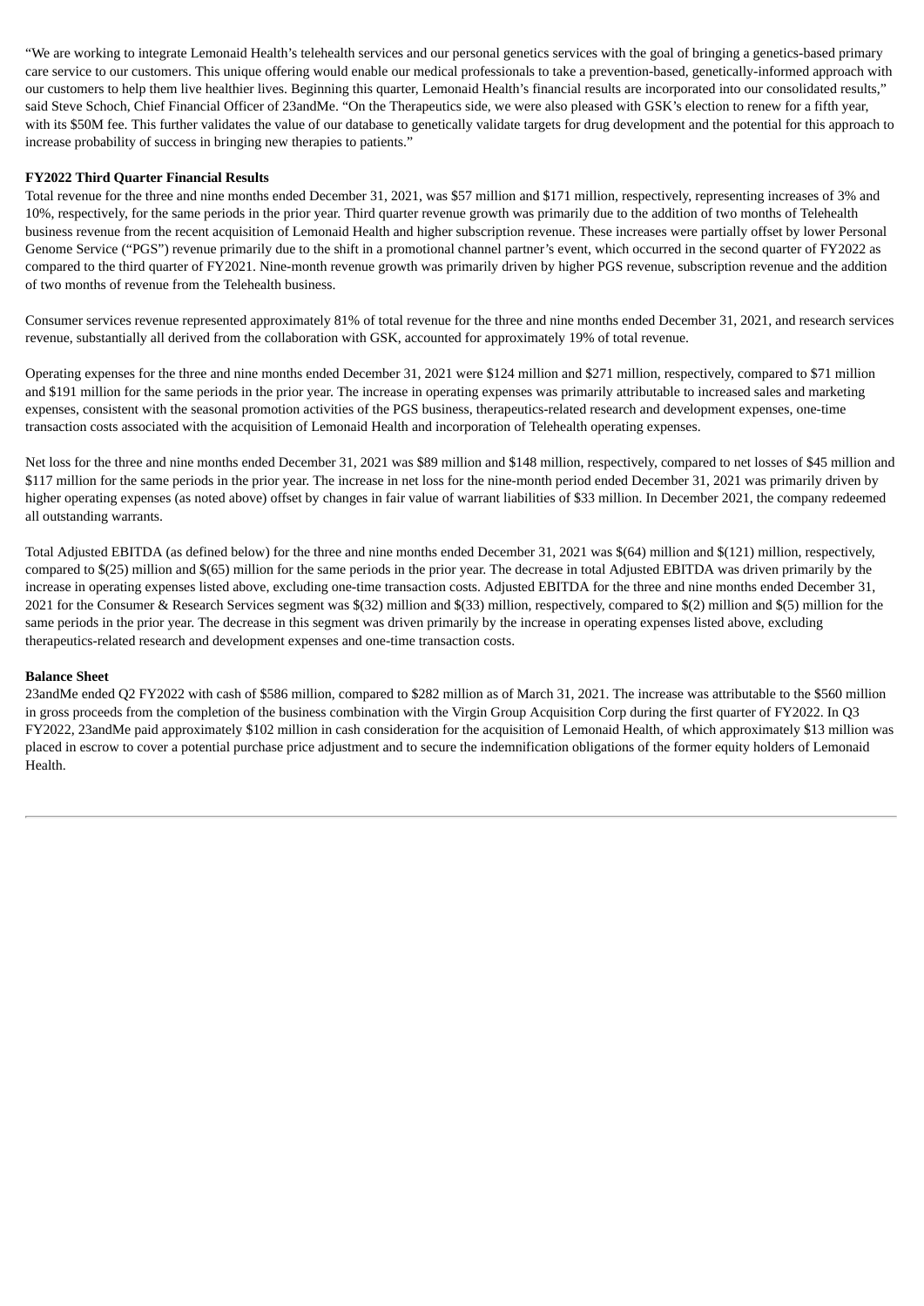"We are working to integrate Lemonaid Health's telehealth services and our personal genetics services with the goal of bringing a genetics-based primary care service to our customers. This unique offering would enable our medical professionals to take a prevention-based, genetically-informed approach with our customers to help them live healthier lives. Beginning this quarter, Lemonaid Health's financial results are incorporated into our consolidated results," said Steve Schoch, Chief Financial Officer of 23andMe. "On the Therapeutics side, we were also pleased with GSK's election to renew for a fifth year, with its $50M fee. This further validates the value of our database to genetically validate targets for drug development and the potential for this approach to increase probability of success in bringing new therapies to patients."

**FY2022 Third Quarter Financial Results**

Total revenue for the three and nine months ended December 31, 2021, was $57 million and $171 million, respectively, representing increases of 3% and 10%, respectively, for the same periods in the prior year. Third quarter revenue growth was primarily due to the addition of two months of Telehealth business revenue from the recent acquisition of Lemonaid Health and higher subscription revenue. These increases were partially offset by lower Personal Genome Service ("PGS") revenue primarily due to the shift in a promotional channel partner's event, which occurred in the second quarter of FY2022 as compared to the third quarter of FY2021. Nine-month revenue growth was primarily driven by higher PGS revenue, subscription revenue and the addition of two months of revenue from the Telehealth business.

Consumer services revenue represented approximately 81% of total revenue for the three and nine months ended December 31, 2021, and research services revenue, substantially all derived from the collaboration with GSK, accounted for approximately 19% of total revenue.

Operating expenses for the three and nine months ended December 31, 2021 were $124 million and $271 million, respectively, compared to $71 million and $191 million for the same periods in the prior year. The increase in operating expenses was primarily attributable to increased sales and marketing expenses, consistent with the seasonal promotion activities of the PGS business, therapeutics-related research and development expenses, one-time transaction costs associated with the acquisition of Lemonaid Health and incorporation of Telehealth operating expenses.

Net loss for the three and nine months ended December 31, 2021 was $89 million and $148 million, respectively, compared to net losses of $45 million and $117 million for the same periods in the prior year. The increase in net loss for the nine-month period ended December 31, 2021 was primarily driven by higher operating expenses (as noted above) offset by changes in fair value of warrant liabilities of $33 million. In December 2021, the company redeemed all outstanding warrants.

Total Adjusted EBITDA (as defined below) for the three and nine months ended December 31, 2021 was $(64) million and $(121) million, respectively, compared to $(25) million and $(65) million for the same periods in the prior year. The decrease in total Adjusted EBITDA was driven primarily by the increase in operating expenses listed above, excluding one-time transaction costs. Adjusted EBITDA for the three and nine months ended December 31, 2021 for the Consumer & Research Services segment was $(32) million and $(33) million, respectively, compared to $(2) million and $(5) million for the same periods in the prior year. The decrease in this segment was driven primarily by the increase in operating expenses listed above, excluding therapeutics-related research and development expenses and one-time transaction costs.

**Balance Sheet**

23andMe ended Q2 FY2022 with cash of $586 million, compared to $282 million as of March 31, 2021. The increase was attributable to the $560 million in gross proceeds from the completion of the business combination with the Virgin Group Acquisition Corp during the first quarter of FY2022. In Q3 FY2022, 23andMe paid approximately $102 million in cash consideration for the acquisition of Lemonaid Health, of which approximately $13 million was placed in escrow to cover a potential purchase price adjustment and to secure the indemnification obligations of the former equity holders of Lemonaid Health.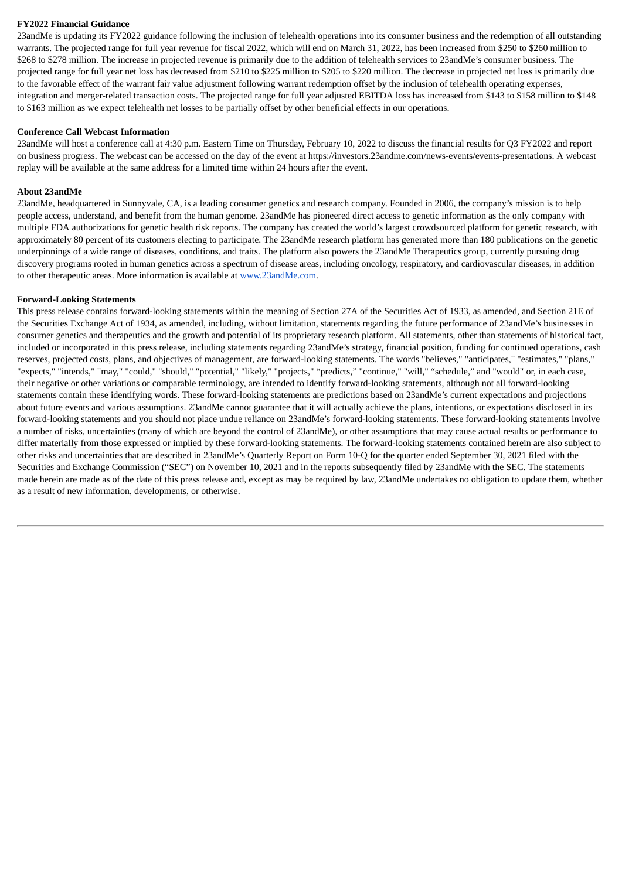**FY2022 Financial Guidance**

23andMe is updating its FY2022 guidance following the inclusion of telehealth operations into its consumer business and the redemption of all outstanding warrants. The projected range for full year revenue for fiscal 2022, which will end on March 31, 2022, has been increased from $250 to $260 million to $268 to $278 million. The increase in projected revenue is primarily due to the addition of telehealth services to 23andMe's consumer business. The projected range for full year net loss has decreased from $210 to $225 million to $205 to $220 million. The decrease in projected net loss is primarily due to the favorable effect of the warrant fair value adjustment following warrant redemption offset by the inclusion of telehealth operating expenses, integration and merger-related transaction costs. The projected range for full year adjusted EBITDA loss has increased from $143 to $158 million to $148 to $163 million as we expect telehealth net losses to be partially offset by other beneficial effects in our operations.

**Conference Call Webcast Information**

23andMe will host a conference call at 4:30 p.m. Eastern Time on Thursday, February 10, 2022 to discuss the financial results for Q3 FY2022 and report on business progress. The webcast can be accessed on the day of the event at https://investors.23andme.com/news-events/events-presentations. A webcast replay will be available at the same address for a limited time within 24 hours after the event.

**About 23andMe**

23andMe, headquartered in Sunnyvale, CA, is a leading consumer genetics and research company. Founded in 2006, the company's mission is to help people access, understand, and benefit from the human genome. 23andMe has pioneered direct access to genetic information as the only company with multiple FDA authorizations for genetic health risk reports. The company has created the world's largest crowdsourced platform for genetic research, with approximately 80 percent of its customers electing to participate. The 23andMe research platform has generated more than 180 publications on the genetic underpinnings of a wide range of diseases, conditions, and traits. The platform also powers the 23andMe Therapeutics group, currently pursuing drug discovery programs rooted in human genetics across a spectrum of disease areas, including oncology, respiratory, and cardiovascular diseases, in addition to other therapeutic areas. More information is available at www.23andMe.com.

**Forward-Looking Statements**

This press release contains forward-looking statements within the meaning of Section 27A of the Securities Act of 1933, as amended, and Section 21E of the Securities Exchange Act of 1934, as amended, including, without limitation, statements regarding the future performance of 23andMe's businesses in consumer genetics and therapeutics and the growth and potential of its proprietary research platform. All statements, other than statements of historical fact, included or incorporated in this press release, including statements regarding 23andMe's strategy, financial position, funding for continued operations, cash reserves, projected costs, plans, and objectives of management, are forward-looking statements. The words "believes," "anticipates," "estimates," "plans," "expects," "intends," "may," "could," "should," "potential," "likely," "projects," "predicts," "continue," "will," "schedule," and "would" or, in each case, their negative or other variations or comparable terminology, are intended to identify forward-looking statements, although not all forward-looking statements contain these identifying words. These forward-looking statements are predictions based on 23andMe's current expectations and projections about future events and various assumptions. 23andMe cannot guarantee that it will actually achieve the plans, intentions, or expectations disclosed in its forward-looking statements and you should not place undue reliance on 23andMe's forward-looking statements. These forward-looking statements involve a number of risks, uncertainties (many of which are beyond the control of 23andMe), or other assumptions that may cause actual results or performance to differ materially from those expressed or implied by these forward-looking statements. The forward-looking statements contained herein are also subject to other risks and uncertainties that are described in 23andMe's Quarterly Report on Form 10-Q for the quarter ended September 30, 2021 filed with the Securities and Exchange Commission ("SEC") on November 10, 2021 and in the reports subsequently filed by 23andMe with the SEC. The statements made herein are made as of the date of this press release and, except as may be required by law, 23andMe undertakes no obligation to update them, whether as a result of new information, developments, or otherwise.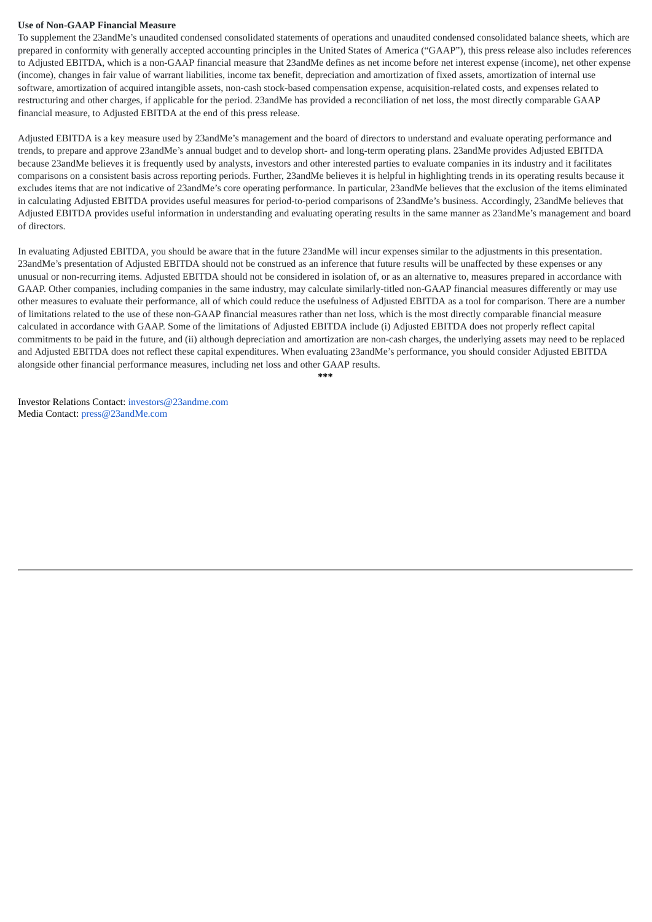**Use of Non-GAAP Financial Measure**

To supplement the 23andMe's unaudited condensed consolidated statements of operations and unaudited condensed consolidated balance sheets, which are prepared in conformity with generally accepted accounting principles in the United States of America ("GAAP"), this press release also includes references to Adjusted EBITDA, which is a non-GAAP financial measure that 23andMe defines as net income before net interest expense (income), net other expense (income), changes in fair value of warrant liabilities, income tax benefit, depreciation and amortization of fixed assets, amortization of internal use software, amortization of acquired intangible assets, non-cash stock-based compensation expense, acquisition-related costs, and expenses related to restructuring and other charges, if applicable for the period. 23andMe has provided a reconciliation of net loss, the most directly comparable GAAP financial measure, to Adjusted EBITDA at the end of this press release.

Adjusted EBITDA is a key measure used by 23andMe's management and the board of directors to understand and evaluate operating performance and trends, to prepare and approve 23andMe's annual budget and to develop short- and long-term operating plans. 23andMe provides Adjusted EBITDA because 23andMe believes it is frequently used by analysts, investors and other interested parties to evaluate companies in its industry and it facilitates comparisons on a consistent basis across reporting periods. Further, 23andMe believes it is helpful in highlighting trends in its operating results because it excludes items that are not indicative of 23andMe's core operating performance. In particular, 23andMe believes that the exclusion of the items eliminated in calculating Adjusted EBITDA provides useful measures for period-to-period comparisons of 23andMe's business. Accordingly, 23andMe believes that Adjusted EBITDA provides useful information in understanding and evaluating operating results in the same manner as 23andMe's management and board of directors.

In evaluating Adjusted EBITDA, you should be aware that in the future 23andMe will incur expenses similar to the adjustments in this presentation. 23andMe's presentation of Adjusted EBITDA should not be construed as an inference that future results will be unaffected by these expenses or any unusual or non-recurring items. Adjusted EBITDA should not be considered in isolation of, or as an alternative to, measures prepared in accordance with GAAP. Other companies, including companies in the same industry, may calculate similarly-titled non-GAAP financial measures differently or may use other measures to evaluate their performance, all of which could reduce the usefulness of Adjusted EBITDA as a tool for comparison. There are a number of limitations related to the use of these non-GAAP financial measures rather than net loss, which is the most directly comparable financial measure calculated in accordance with GAAP. Some of the limitations of Adjusted EBITDA include (i) Adjusted EBITDA does not properly reflect capital commitments to be paid in the future, and (ii) although depreciation and amortization are non-cash charges, the underlying assets may need to be replaced and Adjusted EBITDA does not reflect these capital expenditures. When evaluating 23andMe's performance, you should consider Adjusted EBITDA alongside other financial performance measures, including net loss and other GAAP results.

***

Investor Relations Contact: investors@23andme.com
Media Contact: press@23andMe.com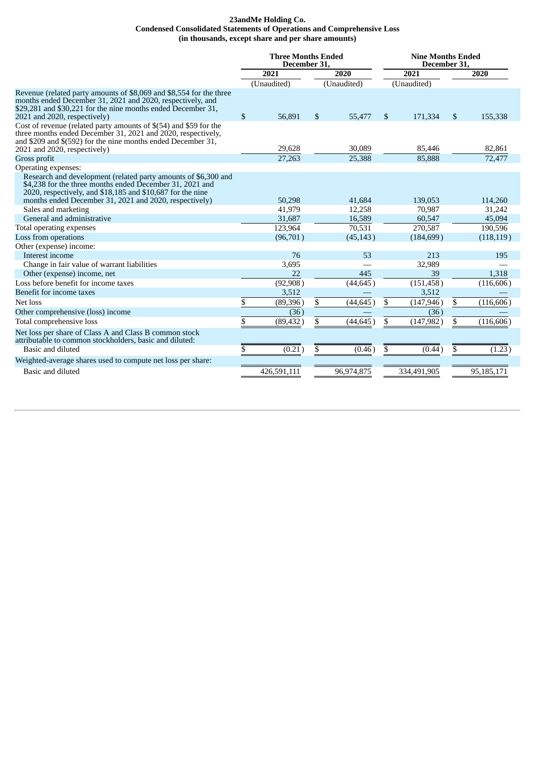**23andMe Holding Co.**
**Condensed Consolidated Statements of Operations and Comprehensive Loss**
**(in thousands, except share and per share amounts)**

| | Three Months Ended December 31, | | Nine Months Ended December 31, | |
|---|---|---|---|---|
| | 2021 | 2020 | 2021 | 2020 |
| | (Unaudited) | (Unaudited) | (Unaudited) | |
| Revenue (related party amounts of $8,069 and $8,554 for the three months ended December 31, 2021 and 2020, respectively, and $29,281 and $30,221 for the nine months ended December 31, 2021 and 2020, respectively) | $ 56,891 | $ 55,477 | $ 171,334 | $ 155,338 |
| Cost of revenue (related party amounts of $(54) and $59 for the three months ended December 31, 2021 and 2020, respectively, and $209 and $(592) for the nine months ended December 31, 2021 and 2020, respectively) | 29,628 | 30,089 | 85,446 | 82,861 |
| Gross profit | 27,263 | 25,388 | 85,888 | 72,477 |
| Operating expenses: | | | | |
| Research and development (related party amounts of $6,300 and $4,238 for the three months ended December 31, 2021 and 2020, respectively, and $18,185 and $10,687 for the nine months ended December 31, 2021 and 2020, respectively) | 50,298 | 41,684 | 139,053 | 114,260 |
| Sales and marketing | 41,979 | 12,258 | 70,987 | 31,242 |
| General and administrative | 31,687 | 16,589 | 60,547 | 45,094 |
| Total operating expenses | 123,964 | 70,531 | 270,587 | 190,596 |
| Loss from operations | (96,701) | (45,143) | (184,699) | (118,119) |
| Other (expense) income: | | | | |
| Interest income | 76 | 53 | 213 | 195 |
| Change in fair value of warrant liabilities | 3,695 | — | 32,989 | — |
| Other (expense) income, net | 22 | 445 | 39 | 1,318 |
| Loss before benefit for income taxes | (92,908) | (44,645) | (151,458) | (116,606) |
| Benefit for income taxes | 3,512 | — | 3,512 | — |
| Net loss | $ (89,396) | $ (44,645) | $ (147,946) | $ (116,606) |
| Other comprehensive (loss) income | (36) | — | (36) | — |
| Total comprehensive loss | $ (89,432) | $ (44,645) | $ (147,982) | $ (116,606) |
| Net loss per share of Class A and Class B common stock attributable to common stockholders, basic and diluted: | | | | |
| Basic and diluted | $ (0.21) | $ (0.46) | $ (0.44) | $ (1.23) |
| Weighted-average shares used to compute net loss per share: | | | | |
| Basic and diluted | 426,591,111 | 96,974,875 | 334,491,905 | 95,185,171 |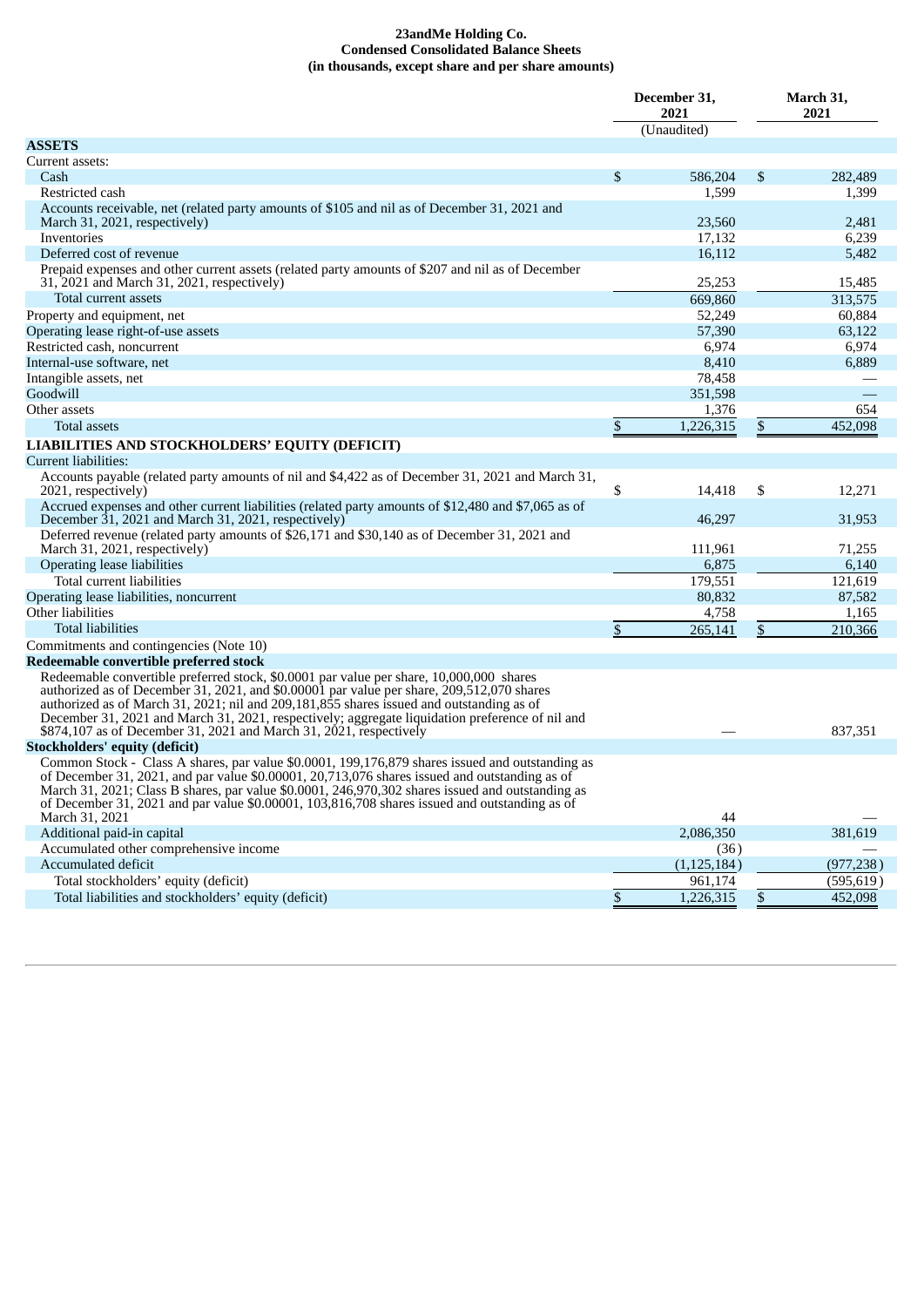**23andMe Holding Co.**
**Condensed Consolidated Balance Sheets**
**(in thousands, except share and per share amounts)**

| | December 31, 2021 | March 31, 2021 |
|---|---|---|
| | (Unaudited) | |
| **ASSETS** | | |
| Current assets: | | |
| Cash | $ 586,204 | $ 282,489 |
| Restricted cash | 1,599 | 1,399 |
| Accounts receivable, net (related party amounts of $105 and nil as of December 31, 2021 and March 31, 2021, respectively) | 23,560 | 2,481 |
| Inventories | 17,132 | 6,239 |
| Deferred cost of revenue | 16,112 | 5,482 |
| Prepaid expenses and other current assets (related party amounts of $207 and nil as of December 31, 2021 and March 31, 2021, respectively) | 25,253 | 15,485 |
| Total current assets | 669,860 | 313,575 |
| Property and equipment, net | 52,249 | 60,884 |
| Operating lease right-of-use assets | 57,390 | 63,122 |
| Restricted cash, noncurrent | 6,974 | 6,974 |
| Internal-use software, net | 8,410 | 6,889 |
| Intangible assets, net | 78,458 | — |
| Goodwill | 351,598 | — |
| Other assets | 1,376 | 654 |
| Total assets | $ 1,226,315 | $ 452,098 |
| **LIABILITIES AND STOCKHOLDERS' EQUITY (DEFICIT)** | | |
| Current liabilities: | | |
| Accounts payable (related party amounts of nil and $4,422 as of December 31, 2021 and March 31, 2021, respectively) | $ 14,418 | $ 12,271 |
| Accrued expenses and other current liabilities (related party amounts of $12,480 and $7,065 as of December 31, 2021 and March 31, 2021, respectively) | 46,297 | 31,953 |
| Deferred revenue (related party amounts of $26,171 and $30,140 as of December 31, 2021 and March 31, 2021, respectively) | 111,961 | 71,255 |
| Operating lease liabilities | 6,875 | 6,140 |
| Total current liabilities | 179,551 | 121,619 |
| Operating lease liabilities, noncurrent | 80,832 | 87,582 |
| Other liabilities | 4,758 | 1,165 |
| Total liabilities | $ 265,141 | $ 210,366 |
| Commitments and contingencies (Note 10) | | |
| **Redeemable convertible preferred stock** | | |
| Redeemable convertible preferred stock, $0.0001 par value per share, 10,000,000 shares authorized as of December 31, 2021, and $0.00001 par value per share, 209,512,070 shares authorized as of March 31, 2021; nil and 209,181,855 shares issued and outstanding as of December 31, 2021 and March 31, 2021, respectively; aggregate liquidation preference of nil and $874,107 as of December 31, 2021 and March 31, 2021, respectively | — | 837,351 |
| **Stockholders' equity (deficit)** | | |
| Common Stock - Class A shares, par value $0.0001, 199,176,879 shares issued and outstanding as of December 31, 2021, and par value $0.00001, 20,713,076 shares issued and outstanding as of March 31, 2021; Class B shares, par value $0.0001, 246,970,302 shares issued and outstanding as of December 31, 2021 and par value $0.00001, 103,816,708 shares issued and outstanding as of March 31, 2021 | 44 | — |
| Additional paid-in capital | 2,086,350 | 381,619 |
| Accumulated other comprehensive income | (36) | — |
| Accumulated deficit | (1,125,184) | (977,238) |
| Total stockholders' equity (deficit) | 961,174 | (595,619) |
| Total liabilities and stockholders' equity (deficit) | $ 1,226,315 | $ 452,098 |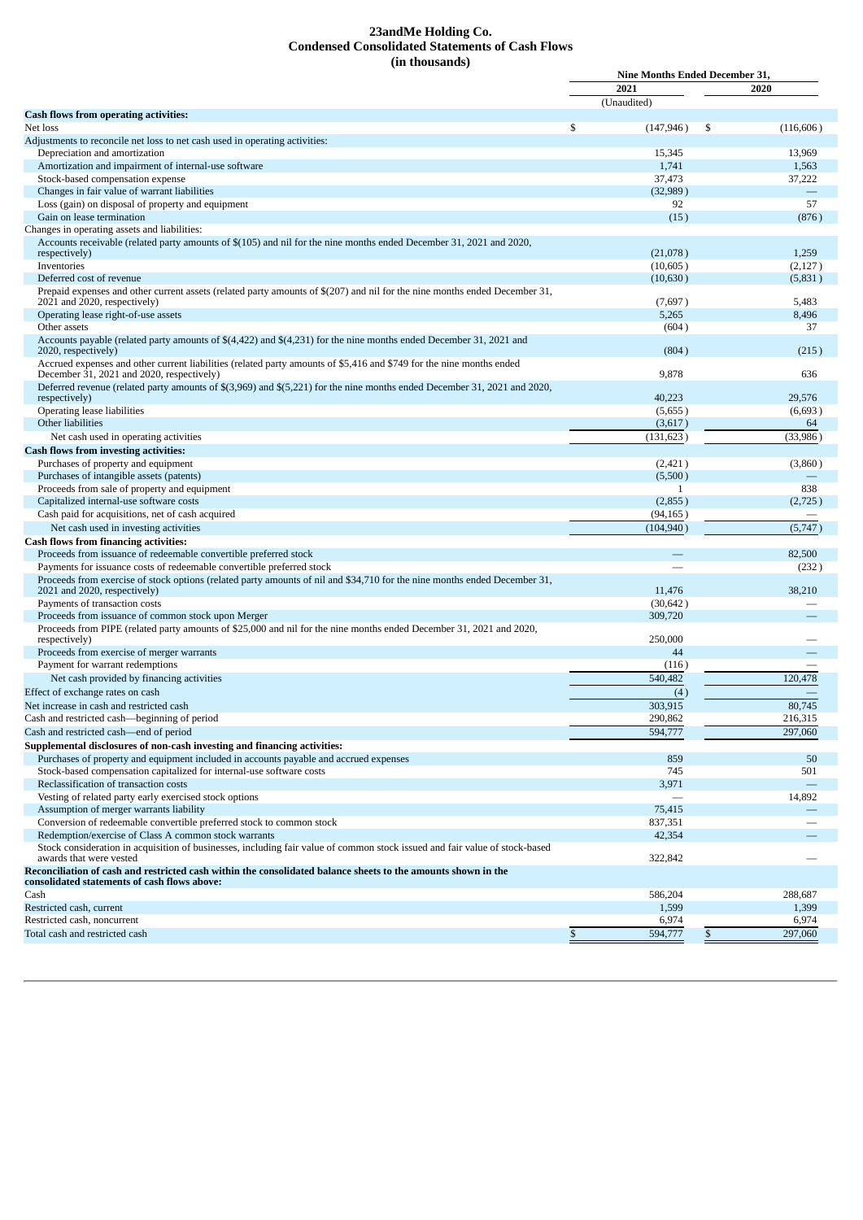# 23andMe Holding Co.
## Condensed Consolidated Statements of Cash Flows
### (in thousands)

| | Nine Months Ended December 31, | |
|---|---|---|
| | 2021 | 2020 |
| | (Unaudited) | |
| **Cash flows from operating activities:** | | |
| Net loss | $ (147,946 ) | $ (116,606 ) |
| Adjustments to reconcile net loss to net cash used in operating activities: | | |
| Depreciation and amortization | 15,345 | 13,969 |
| Amortization and impairment of internal-use software | 1,741 | 1,563 |
| Stock-based compensation expense | 37,473 | 37,222 |
| Changes in fair value of warrant liabilities | (32,989 ) | — |
| Loss (gain) on disposal of property and equipment | 92 | 57 |
| Gain on lease termination | (15 ) | (876 ) |
| Changes in operating assets and liabilities: | | |
| Accounts receivable (related party amounts of $(105) and nil for the nine months ended December 31, 2021 and 2020, respectively) | (21,078 ) | 1,259 |
| Inventories | (10,605 ) | (2,127 ) |
| Deferred cost of revenue | (10,630 ) | (5,831 ) |
| Prepaid expenses and other current assets (related party amounts of $(207) and nil for the nine months ended December 31, 2021 and 2020, respectively) | (7,697 ) | 5,483 |
| Operating lease right-of-use assets | 5,265 | 8,496 |
| Other assets | (604 ) | 37 |
| Accounts payable (related party amounts of $(4,422) and $(4,231) for the nine months ended December 31, 2021 and 2020, respectively) | (804 ) | (215 ) |
| Accrued expenses and other current liabilities (related party amounts of $5,416 and $749 for the nine months ended December 31, 2021 and 2020, respectively) | 9,878 | 636 |
| Deferred revenue (related party amounts of $(3,969) and $(5,221) for the nine months ended December 31, 2021 and 2020, respectively) | 40,223 | 29,576 |
| Operating lease liabilities | (5,655 ) | (6,693 ) |
| Other liabilities | (3,617 ) | 64 |
| Net cash used in operating activities | (131,623 ) | (33,986 ) |
| **Cash flows from investing activities:** | | |
| Purchases of property and equipment | (2,421 ) | (3,860 ) |
| Purchases of intangible assets (patents) | (5,500 ) | — |
| Proceeds from sale of property and equipment | 1 | 838 |
| Capitalized internal-use software costs | (2,855 ) | (2,725 ) |
| Cash paid for acquisitions, net of cash acquired | (94,165 ) | — |
| Net cash used in investing activities | (104,940 ) | (5,747 ) |
| **Cash flows from financing activities:** | | |
| Proceeds from issuance of redeemable convertible preferred stock | — | 82,500 |
| Payments for issuance costs of redeemable convertible preferred stock | — | (232 ) |
| Proceeds from exercise of stock options (related party amounts of nil and $34,710 for the nine months ended December 31, 2021 and 2020, respectively) | 11,476 | 38,210 |
| Payments of transaction costs | (30,642 ) | — |
| Proceeds from issuance of common stock upon Merger | 309,720 | — |
| Proceeds from PIPE (related party amounts of $25,000 and nil for the nine months ended December 31, 2021 and 2020, respectively) | 250,000 | — |
| Proceeds from exercise of merger warrants | 44 | — |
| Payment for warrant redemptions | (116 ) | — |
| Net cash provided by financing activities | 540,482 | 120,478 |
| Effect of exchange rates on cash | (4 ) | — |
| Net increase in cash and restricted cash | 303,915 | 80,745 |
| Cash and restricted cash—beginning of period | 290,862 | 216,315 |
| Cash and restricted cash—end of period | 594,777 | 297,060 |
| **Supplemental disclosures of non-cash investing and financing activities:** | | |
| Purchases of property and equipment included in accounts payable and accrued expenses | 859 | 50 |
| Stock-based compensation capitalized for internal-use software costs | 745 | 501 |
| Reclassification of transaction costs | 3,971 | — |
| Vesting of related party early exercised stock options | — | 14,892 |
| Assumption of merger warrants liability | 75,415 | — |
| Conversion of redeemable convertible preferred stock to common stock | 837,351 | — |
| Redemption/exercise of Class A common stock warrants | 42,354 | — |
| Stock consideration in acquisition of businesses, including fair value of common stock issued and fair value of stock-based awards that were vested | 322,842 | — |
| **Reconciliation of cash and restricted cash within the consolidated balance sheets to the amounts shown in the consolidated statements of cash flows above:** | | |
| Cash | 586,204 | 288,687 |
| Restricted cash, current | 1,599 | 1,399 |
| Restricted cash, noncurrent | 6,974 | 6,974 |
| Total cash and restricted cash | $ 594,777 | $ 297,060 |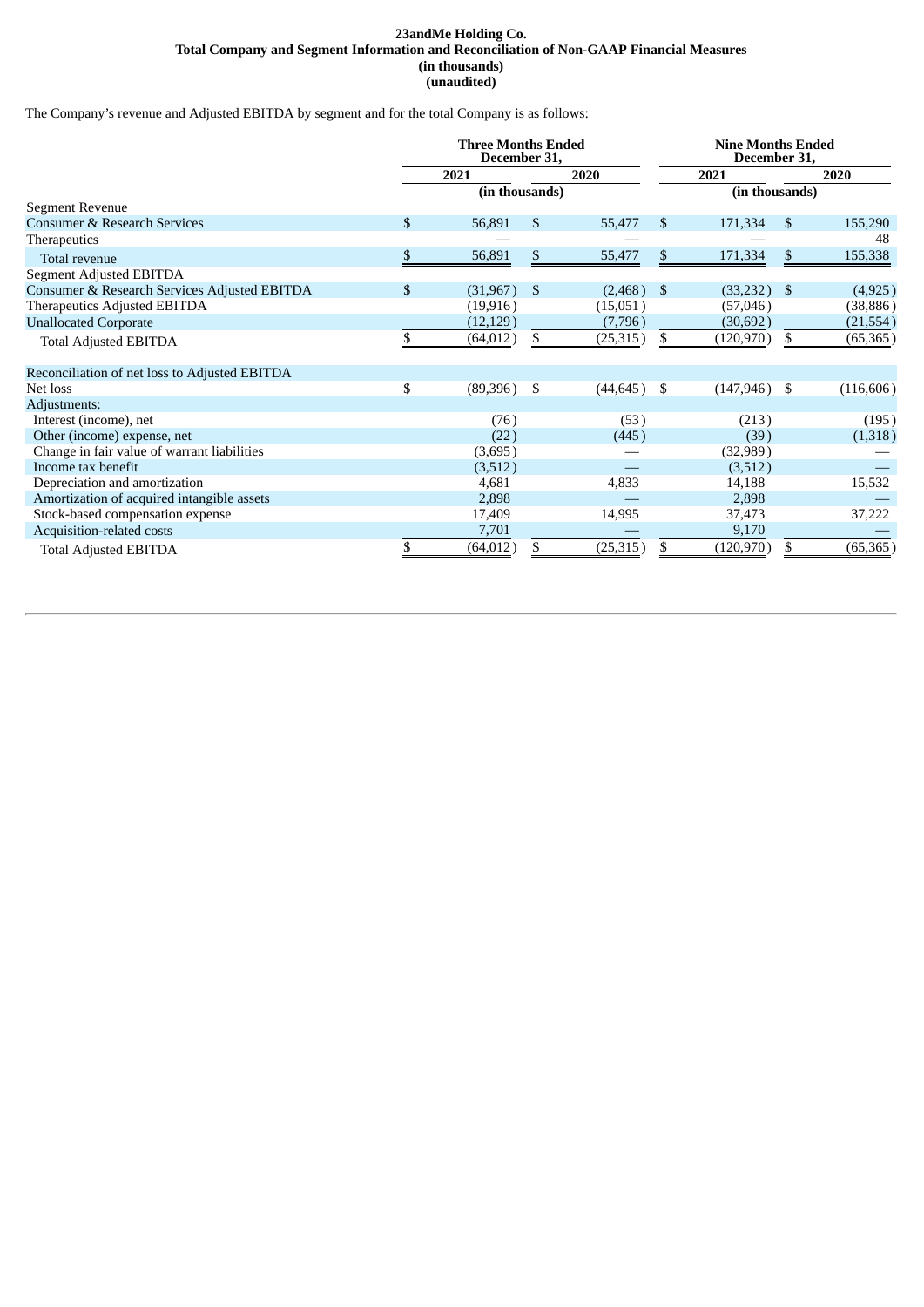**23andMe Holding Co.**
**Total Company and Segment Information and Reconciliation of Non-GAAP Financial Measures**
**(in thousands)**
**(unaudited)**

The Company's revenue and Adjusted EBITDA by segment and for the total Company is as follows:

| | Three Months Ended December 31, | | Nine Months Ended December 31, | |
|---|---|---|---|---|
| | 2021 | 2020 | 2021 | 2020 |
| | (in thousands) | | (in thousands) | |
| Segment Revenue | | | | |
| Consumer & Research Services | $ 56,891 | $ 55,477 | $ 171,334 | $ 155,290 |
| Therapeutics | — | — | — | 48 |
| Total revenue | $ 56,891 | $ 55,477 | $ 171,334 | $ 155,338 |
| Segment Adjusted EBITDA | | | | |
| Consumer & Research Services Adjusted EBITDA | $ (31,967) | $ (2,468) | $ (33,232) | $ (4,925) |
| Therapeutics Adjusted EBITDA | (19,916) | (15,051) | (57,046) | (38,886) |
| Unallocated Corporate | (12,129) | (7,796) | (30,692) | (21,554) |
| Total Adjusted EBITDA | $ (64,012) | $ (25,315) | $ (120,970) | $ (65,365) |
| | | | | |
| Reconciliation of net loss to Adjusted EBITDA | | | | |
| Net loss | $ (89,396) | $ (44,645) | $ (147,946) | $ (116,606) |
| Adjustments: | | | | |
| Interest (income), net | (76) | (53) | (213) | (195) |
| Other (income) expense, net | (22) | (445) | (39) | (1,318) |
| Change in fair value of warrant liabilities | (3,695) | — | (32,989) | — |
| Income tax benefit | (3,512) | — | (3,512) | — |
| Depreciation and amortization | 4,681 | 4,833 | 14,188 | 15,532 |
| Amortization of acquired intangible assets | 2,898 | — | 2,898 | — |
| Stock-based compensation expense | 17,409 | 14,995 | 37,473 | 37,222 |
| Acquisition-related costs | 7,701 | — | 9,170 | — |
| Total Adjusted EBITDA | $ (64,012) | $ (25,315) | $ (120,970) | $ (65,365) |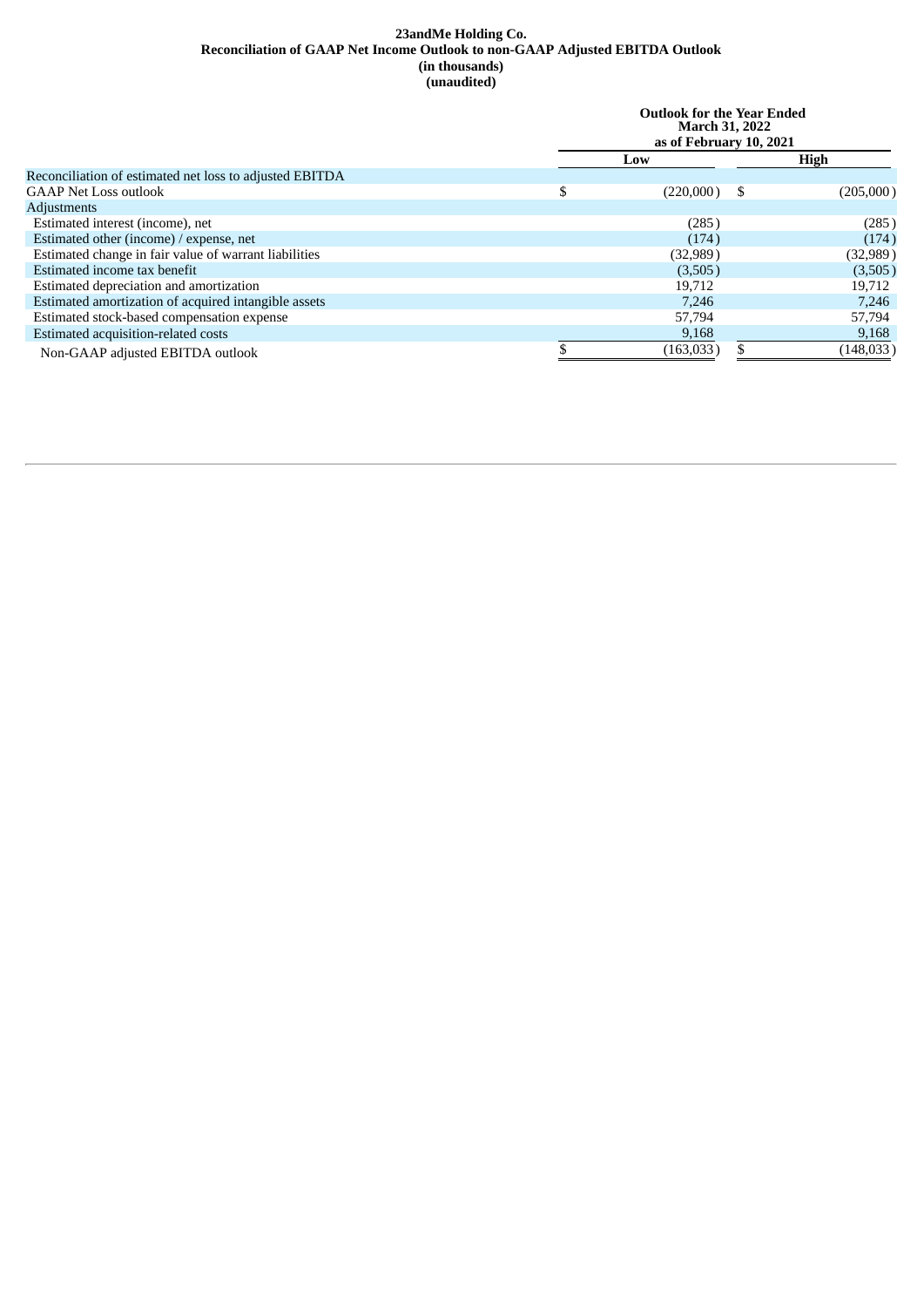**23andMe Holding Co.**
**Reconciliation of GAAP Net Income Outlook to non-GAAP Adjusted EBITDA Outlook**
**(in thousands)**
**(unaudited)**

| | Outlook for the Year Ended March 31, 2022 as of February 10, 2021 | |
|---|---|---|
| | **Low** | **High** |
| Reconciliation of estimated net loss to adjusted EBITDA | | |
| GAAP Net Loss outlook | $ (220,000) | $ (205,000) |
| Adjustments | | |
| Estimated interest (income), net | (285) | (285) |
| Estimated other (income) / expense, net | (174) | (174) |
| Estimated change in fair value of warrant liabilities | (32,989) | (32,989) |
| Estimated income tax benefit | (3,505) | (3,505) |
| Estimated depreciation and amortization | 19,712 | 19,712 |
| Estimated amortization of acquired intangible assets | 7,246 | 7,246 |
| Estimated stock-based compensation expense | 57,794 | 57,794 |
| Estimated acquisition-related costs | 9,168 | 9,168 |
| Non-GAAP adjusted EBITDA outlook | $ (163,033) | $ (148,033) |